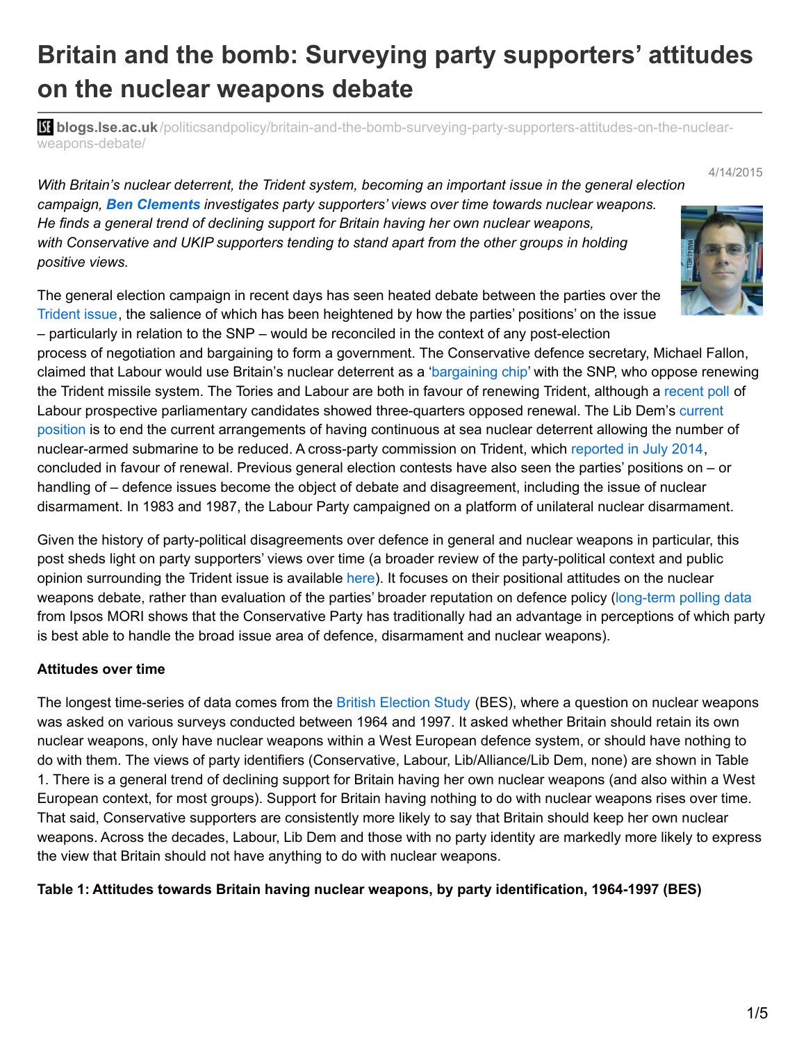# Britain and the bomb: Surveying party supporters' attitudes on the nuclear weapons debate

blogs.lse.ac.uk/politicsandpolicy/britain-and-the-bomb-surveying-party-supporters-attitudes-on-the-nuclear-weapons-debate/

4/14/2015

*With Britain's nuclear deterrent, the Trident system, becoming an important issue in the general election campaign,* ***Ben Clements*** *investigates party supporters' views over time towards nuclear weapons. He finds a general trend of declining support for Britain having her own nuclear weapons, with Conservative and UKIP supporters tending to stand apart from the other groups in holding positive views.*

The general election campaign in recent days has seen heated debate between the parties over the Trident issue, the salience of which has been heightened by how the parties' positions' on the issue – particularly in relation to the SNP – would be reconciled in the context of any post-election process of negotiation and bargaining to form a government. The Conservative defence secretary, Michael Fallon, claimed that Labour would use Britain's nuclear deterrent as a 'bargaining chip' with the SNP, who oppose renewing the Trident missile system. The Tories and Labour are both in favour of renewing Trident, although a recent poll of Labour prospective parliamentary candidates showed three-quarters opposed renewal. The Lib Dem's current position is to end the current arrangements of having continuous at sea nuclear deterrent allowing the number of nuclear-armed submarine to be reduced. A cross-party commission on Trident, which reported in July 2014, concluded in favour of renewal. Previous general election contests have also seen the parties' positions on – or handling of – defence issues become the object of debate and disagreement, including the issue of nuclear disarmament. In 1983 and 1987, the Labour Party campaigned on a platform of unilateral nuclear disarmament.

Given the history of party-political disagreements over defence in general and nuclear weapons in particular, this post sheds light on party supporters' views over time (a broader review of the party-political context and public opinion surrounding the Trident issue is available here). It focuses on their positional attitudes on the nuclear weapons debate, rather than evaluation of the parties' broader reputation on defence policy (long-term polling data from Ipsos MORI shows that the Conservative Party has traditionally had an advantage in perceptions of which party is best able to handle the broad issue area of defence, disarmament and nuclear weapons).

**Attitudes over time**

The longest time-series of data comes from the British Election Study (BES), where a question on nuclear weapons was asked on various surveys conducted between 1964 and 1997. It asked whether Britain should retain its own nuclear weapons, only have nuclear weapons within a West European defence system, or should have nothing to do with them. The views of party identifiers (Conservative, Labour, Lib/Alliance/Lib Dem, none) are shown in Table 1. There is a general trend of declining support for Britain having her own nuclear weapons (and also within a West European context, for most groups). Support for Britain having nothing to do with nuclear weapons rises over time. That said, Conservative supporters are consistently more likely to say that Britain should keep her own nuclear weapons. Across the decades, Labour, Lib Dem and those with no party identity are markedly more likely to express the view that Britain should not have anything to do with nuclear weapons.

**Table 1: Attitudes towards Britain having nuclear weapons, by party identification, 1964-1997 (BES)**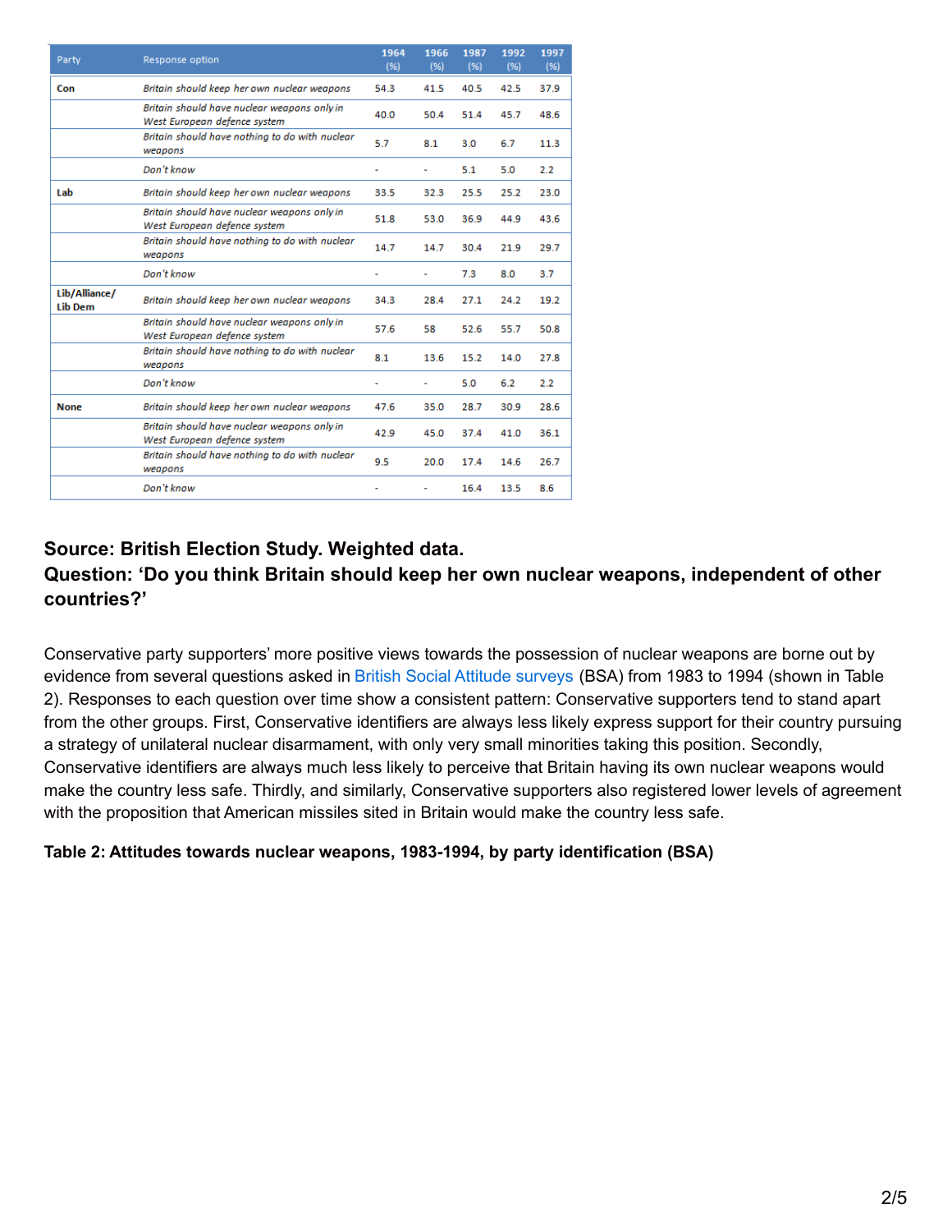| Party | Response option | 1964 (%) | 1966 (%) | 1987 (%) | 1992 (%) | 1997 (%) |
|---|---|---|---|---|---|---|
| Con | *Britain should keep her own nuclear weapons* | 54.3 | 41.5 | 40.5 | 42.5 | 37.9 |
| | *Britain should have nuclear weapons only in West European defence system* | 40.0 | 50.4 | 51.4 | 45.7 | 48.6 |
| | *Britain should have nothing to do with nuclear weapons* | 5.7 | 8.1 | 3.0 | 6.7 | 11.3 |
| | *Don't know* | - | - | 5.1 | 5.0 | 2.2 |
| Lab | *Britain should keep her own nuclear weapons* | 33.5 | 32.3 | 25.5 | 25.2 | 23.0 |
| | *Britain should have nuclear weapons only in West European defence system* | 51.8 | 53.0 | 36.9 | 44.9 | 43.6 |
| | *Britain should have nothing to do with nuclear weapons* | 14.7 | 14.7 | 30.4 | 21.9 | 29.7 |
| | *Don't know* | - | - | 7.3 | 8.0 | 3.7 |
| Lib/Alliance/ Lib Dem | *Britain should keep her own nuclear weapons* | 34.3 | 28.4 | 27.1 | 24.2 | 19.2 |
| | *Britain should have nuclear weapons only in West European defence system* | 57.6 | 58 | 52.6 | 55.7 | 50.8 |
| | *Britain should have nothing to do with nuclear weapons* | 8.1 | 13.6 | 15.2 | 14.0 | 27.8 |
| | *Don't know* | - | - | 5.0 | 6.2 | 2.2 |
| None | *Britain should keep her own nuclear weapons* | 47.6 | 35.0 | 28.7 | 30.9 | 28.6 |
| | *Britain should have nuclear weapons only in West European defence system* | 42.9 | 45.0 | 37.4 | 41.0 | 36.1 |
| | *Britain should have nothing to do with nuclear weapons* | 9.5 | 20.0 | 17.4 | 14.6 | 26.7 |
| | *Don't know* | - | - | 16.4 | 13.5 | 8.6 |

**Source: British Election Study. Weighted data.**
**Question: 'Do you think Britain should keep her own nuclear weapons, independent of other countries?'**

Conservative party supporters' more positive views towards the possession of nuclear weapons are borne out by evidence from several questions asked in British Social Attitude surveys (BSA) from 1983 to 1994 (shown in Table 2). Responses to each question over time show a consistent pattern: Conservative supporters tend to stand apart from the other groups. First, Conservative identifiers are always less likely express support for their country pursuing a strategy of unilateral nuclear disarmament, with only very small minorities taking this position. Secondly, Conservative identifiers are always much less likely to perceive that Britain having its own nuclear weapons would make the country less safe. Thirdly, and similarly, Conservative supporters also registered lower levels of agreement with the proposition that American missiles sited in Britain would make the country less safe.

**Table 2: Attitudes towards nuclear weapons, 1983-1994, by party identification (BSA)**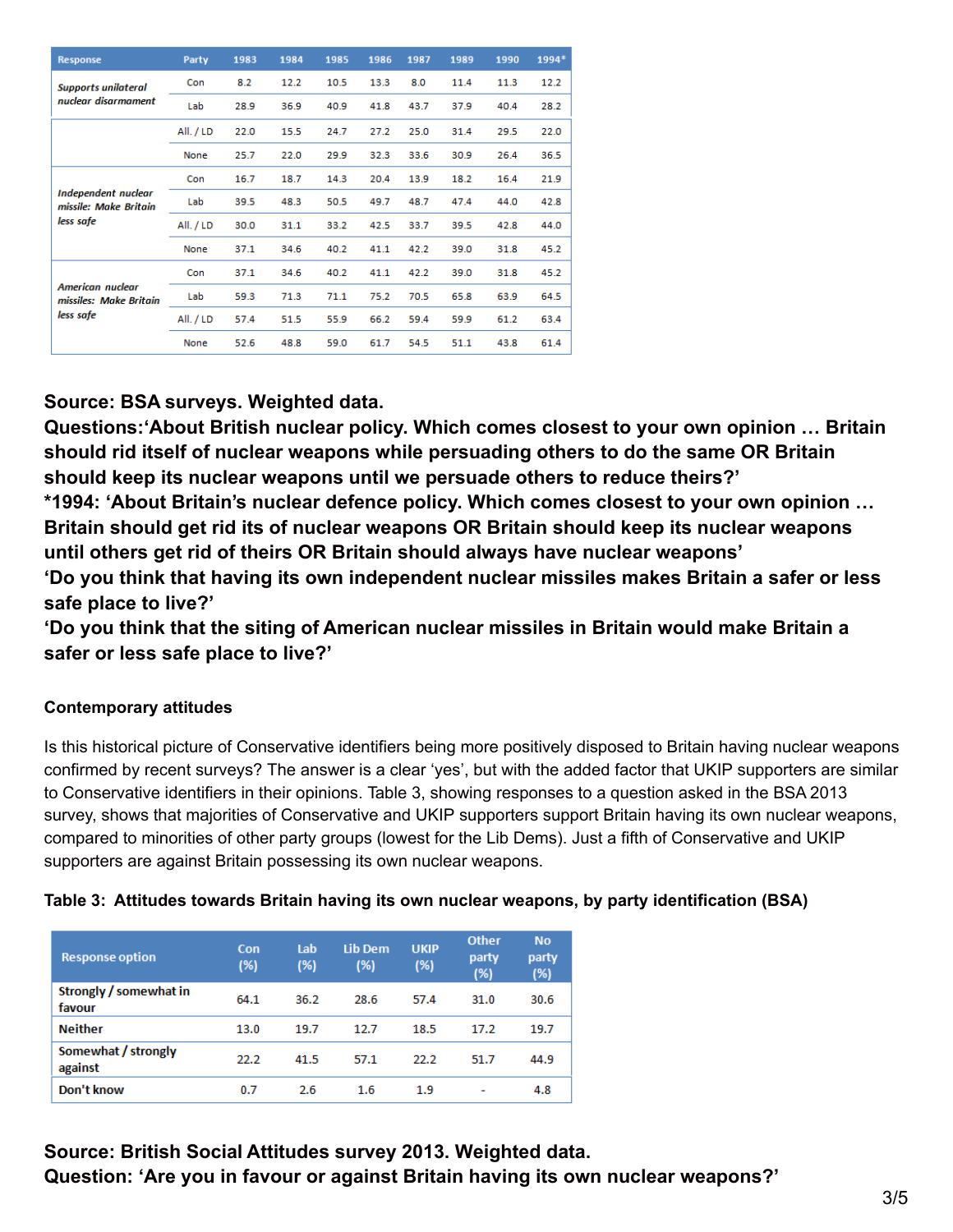| Response | Party | 1983 | 1984 | 1985 | 1986 | 1987 | 1989 | 1990 | 1994* |
|---|---|---|---|---|---|---|---|---|---|
| *Supports unilateral nuclear disarmament* | Con | 8.2 | 12.2 | 10.5 | 13.3 | 8.0 | 11.4 | 11.3 | 12.2 |
| | Lab | 28.9 | 36.9 | 40.9 | 41.8 | 43.7 | 37.9 | 40.4 | 28.2 |
| | All. / LD | 22.0 | 15.5 | 24.7 | 27.2 | 25.0 | 31.4 | 29.5 | 22.0 |
| | None | 25.7 | 22.0 | 29.9 | 32.3 | 33.6 | 30.9 | 26.4 | 36.5 |
| *Independent nuclear missile: Make Britain less safe* | Con | 16.7 | 18.7 | 14.3 | 20.4 | 13.9 | 18.2 | 16.4 | 21.9 |
| | Lab | 39.5 | 48.3 | 50.5 | 49.7 | 48.7 | 47.4 | 44.0 | 42.8 |
| | All. / LD | 30.0 | 31.1 | 33.2 | 42.5 | 33.7 | 39.5 | 42.8 | 44.0 |
| | None | 37.1 | 34.6 | 40.2 | 41.1 | 42.2 | 39.0 | 31.8 | 45.2 |
| *American nuclear missiles: Make Britain less safe* | Con | 37.1 | 34.6 | 40.2 | 41.1 | 42.2 | 39.0 | 31.8 | 45.2 |
| | Lab | 59.3 | 71.3 | 71.1 | 75.2 | 70.5 | 65.8 | 63.9 | 64.5 |
| | All. / LD | 57.4 | 51.5 | 55.9 | 66.2 | 59.4 | 59.9 | 61.2 | 63.4 |
| | None | 52.6 | 48.8 | 59.0 | 61.7 | 54.5 | 51.1 | 43.8 | 61.4 |

**Source: BSA surveys. Weighted data.**
**Questions:'About British nuclear policy. Which comes closest to your own opinion … Britain should rid itself of nuclear weapons while persuading others to do the same OR Britain should keep its nuclear weapons until we persuade others to reduce theirs?'**
**\*1994: 'About Britain's nuclear defence policy. Which comes closest to your own opinion … Britain should get rid its of nuclear weapons OR Britain should keep its nuclear weapons until others get rid of theirs OR Britain should always have nuclear weapons'**
**'Do you think that having its own independent nuclear missiles makes Britain a safer or less safe place to live?'**
**'Do you think that the siting of American nuclear missiles in Britain would make Britain a safer or less safe place to live?'**

### Contemporary attitudes

Is this historical picture of Conservative identifiers being more positively disposed to Britain having nuclear weapons confirmed by recent surveys? The answer is a clear 'yes', but with the added factor that UKIP supporters are similar to Conservative identifiers in their opinions. Table 3, showing responses to a question asked in the BSA 2013 survey, shows that majorities of Conservative and UKIP supporters support Britain having its own nuclear weapons, compared to minorities of other party groups (lowest for the Lib Dems). Just a fifth of Conservative and UKIP supporters are against Britain possessing its own nuclear weapons.

**Table 3: Attitudes towards Britain having its own nuclear weapons, by party identification (BSA)**

| Response option | Con (%) | Lab (%) | Lib Dem (%) | UKIP (%) | Other party (%) | No party (%) |
|---|---|---|---|---|---|---|
| Strongly / somewhat in favour | 64.1 | 36.2 | 28.6 | 57.4 | 31.0 | 30.6 |
| Neither | 13.0 | 19.7 | 12.7 | 18.5 | 17.2 | 19.7 |
| Somewhat / strongly against | 22.2 | 41.5 | 57.1 | 22.2 | 51.7 | 44.9 |
| Don't know | 0.7 | 2.6 | 1.6 | 1.9 | - | 4.8 |

**Source: British Social Attitudes survey 2013. Weighted data.**
**Question: 'Are you in favour or against Britain having its own nuclear weapons?'**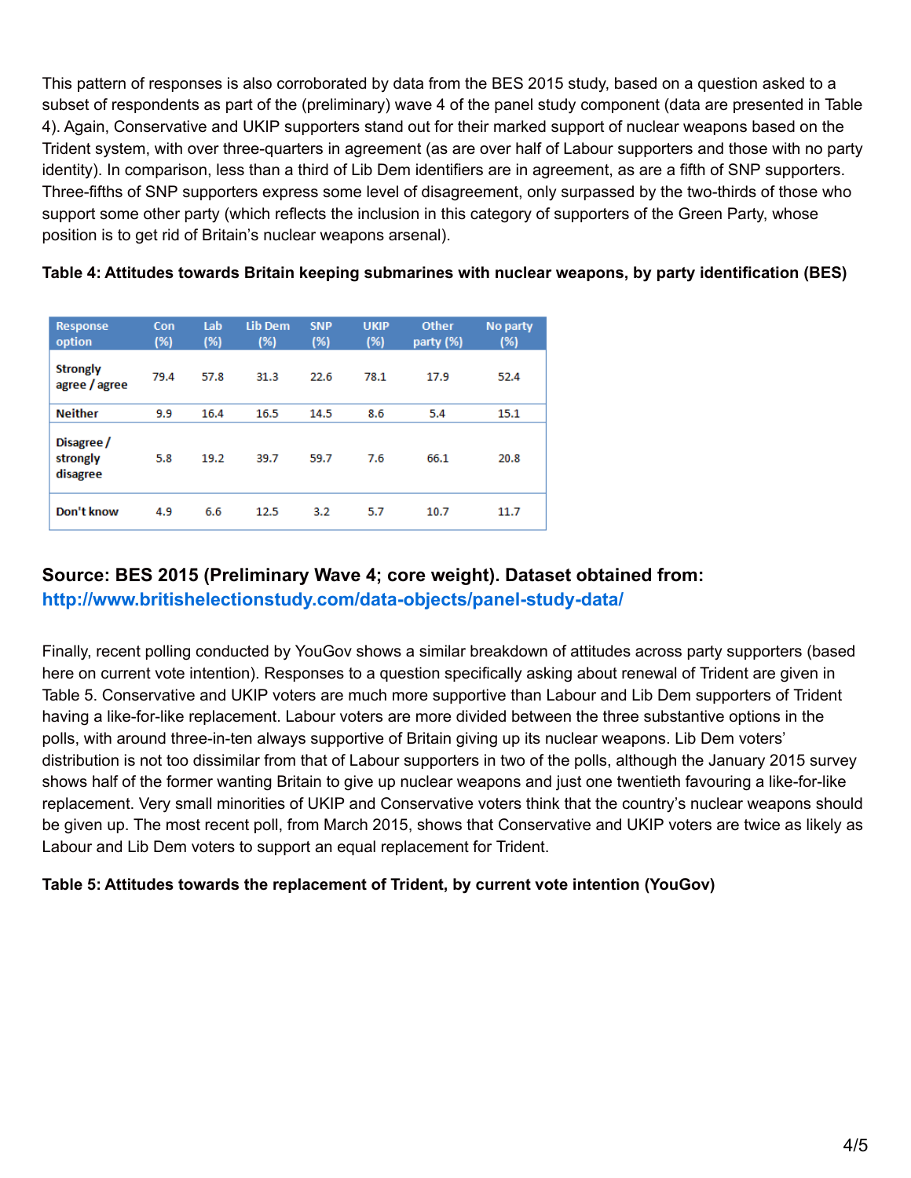This pattern of responses is also corroborated by data from the BES 2015 study, based on a question asked to a subset of respondents as part of the (preliminary) wave 4 of the panel study component (data are presented in Table 4). Again, Conservative and UKIP supporters stand out for their marked support of nuclear weapons based on the Trident system, with over three-quarters in agreement (as are over half of Labour supporters and those with no party identity). In comparison, less than a third of Lib Dem identifiers are in agreement, as are a fifth of SNP supporters. Three-fifths of SNP supporters express some level of disagreement, only surpassed by the two-thirds of those who support some other party (which reflects the inclusion in this category of supporters of the Green Party, whose position is to get rid of Britain's nuclear weapons arsenal).

**Table 4: Attitudes towards Britain keeping submarines with nuclear weapons, by party identification (BES)**

| Response option | Con (%) | Lab (%) | Lib Dem (%) | SNP (%) | UKIP (%) | Other party (%) | No party (%) |
|---|---|---|---|---|---|---|---|
| Strongly agree / agree | 79.4 | 57.8 | 31.3 | 22.6 | 78.1 | 17.9 | 52.4 |
| Neither | 9.9 | 16.4 | 16.5 | 14.5 | 8.6 | 5.4 | 15.1 |
| Disagree / strongly disagree | 5.8 | 19.2 | 39.7 | 59.7 | 7.6 | 66.1 | 20.8 |
| Don't know | 4.9 | 6.6 | 12.5 | 3.2 | 5.7 | 10.7 | 11.7 |

### Source: BES 2015 (Preliminary Wave 4; core weight). Dataset obtained from: http://www.britishelectionstudy.com/data-objects/panel-study-data/

Finally, recent polling conducted by YouGov shows a similar breakdown of attitudes across party supporters (based here on current vote intention). Responses to a question specifically asking about renewal of Trident are given in Table 5. Conservative and UKIP voters are much more supportive than Labour and Lib Dem supporters of Trident having a like-for-like replacement. Labour voters are more divided between the three substantive options in the polls, with around three-in-ten always supportive of Britain giving up its nuclear weapons. Lib Dem voters' distribution is not too dissimilar from that of Labour supporters in two of the polls, although the January 2015 survey shows half of the former wanting Britain to give up nuclear weapons and just one twentieth favouring a like-for-like replacement. Very small minorities of UKIP and Conservative voters think that the country's nuclear weapons should be given up. The most recent poll, from March 2015, shows that Conservative and UKIP voters are twice as likely as Labour and Lib Dem voters to support an equal replacement for Trident.

**Table 5: Attitudes towards the replacement of Trident, by current vote intention (YouGov)**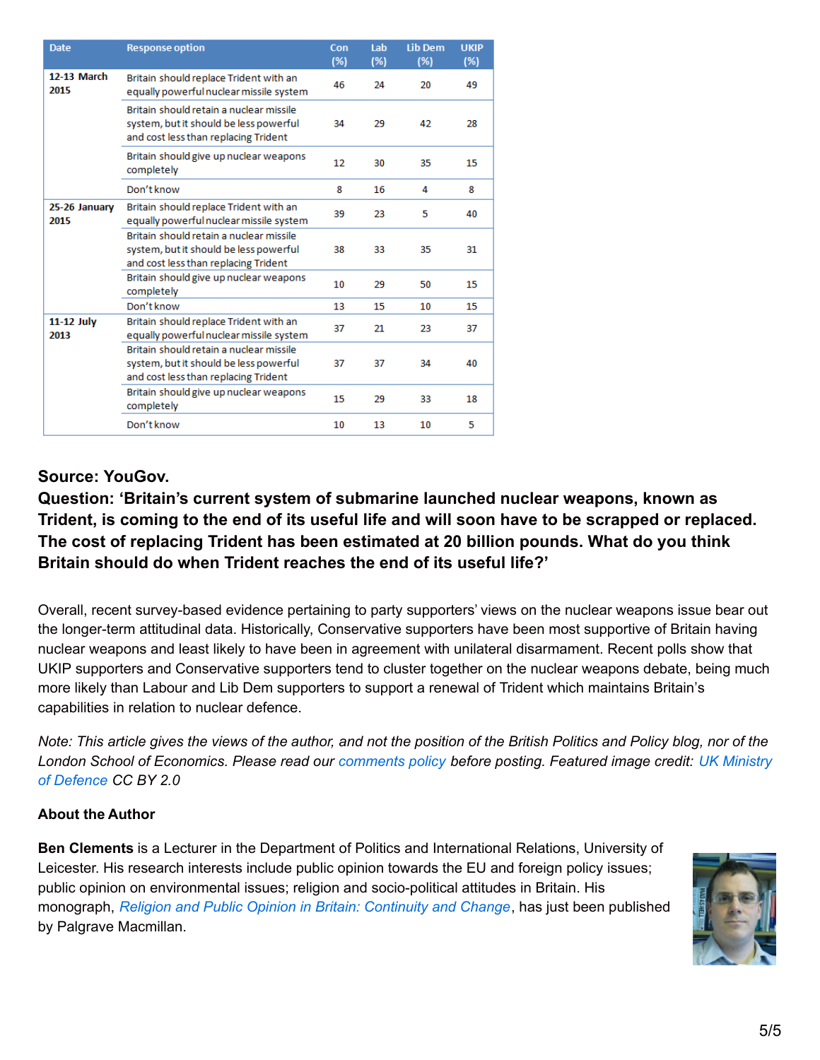| Date | Response option | Con (%) | Lab (%) | Lib Dem (%) | UKIP (%) |
|---|---|---|---|---|---|
| 12-13 March 2015 | Britain should replace Trident with an equally powerful nuclear missile system | 46 | 24 | 20 | 49 |
| | Britain should retain a nuclear missile system, but it should be less powerful and cost less than replacing Trident | 34 | 29 | 42 | 28 |
| | Britain should give up nuclear weapons completely | 12 | 30 | 35 | 15 |
| | Don't know | 8 | 16 | 4 | 8 |
| 25-26 January 2015 | Britain should replace Trident with an equally powerful nuclear missile system | 39 | 23 | 5 | 40 |
| | Britain should retain a nuclear missile system, but it should be less powerful and cost less than replacing Trident | 38 | 33 | 35 | 31 |
| | Britain should give up nuclear weapons completely | 10 | 29 | 50 | 15 |
| | Don't know | 13 | 15 | 10 | 15 |
| 11-12 July 2013 | Britain should replace Trident with an equally powerful nuclear missile system | 37 | 21 | 23 | 37 |
| | Britain should retain a nuclear missile system, but it should be less powerful and cost less than replacing Trident | 37 | 37 | 34 | 40 |
| | Britain should give up nuclear weapons completely | 15 | 29 | 33 | 18 |
| | Don't know | 10 | 13 | 10 | 5 |

**Source: YouGov.**
**Question: 'Britain's current system of submarine launched nuclear weapons, known as Trident, is coming to the end of its useful life and will soon have to be scrapped or replaced. The cost of replacing Trident has been estimated at 20 billion pounds. What do you think Britain should do when Trident reaches the end of its useful life?'**

Overall, recent survey-based evidence pertaining to party supporters' views on the nuclear weapons issue bear out the longer-term attitudinal data. Historically, Conservative supporters have been most supportive of Britain having nuclear weapons and least likely to have been in agreement with unilateral disarmament. Recent polls show that UKIP supporters and Conservative supporters tend to cluster together on the nuclear weapons debate, being much more likely than Labour and Lib Dem supporters to support a renewal of Trident which maintains Britain's capabilities in relation to nuclear defence.

*Note: This article gives the views of the author, and not the position of the British Politics and Policy blog, nor of the London School of Economics. Please read our comments policy before posting. Featured image credit: UK Ministry of Defence CC BY 2.0*

**About the Author**

**Ben Clements** is a Lecturer in the Department of Politics and International Relations, University of Leicester. His research interests include public opinion towards the EU and foreign policy issues; public opinion on environmental issues; religion and socio-political attitudes in Britain. His monograph, *Religion and Public Opinion in Britain: Continuity and Change*, has just been published by Palgrave Macmillan.